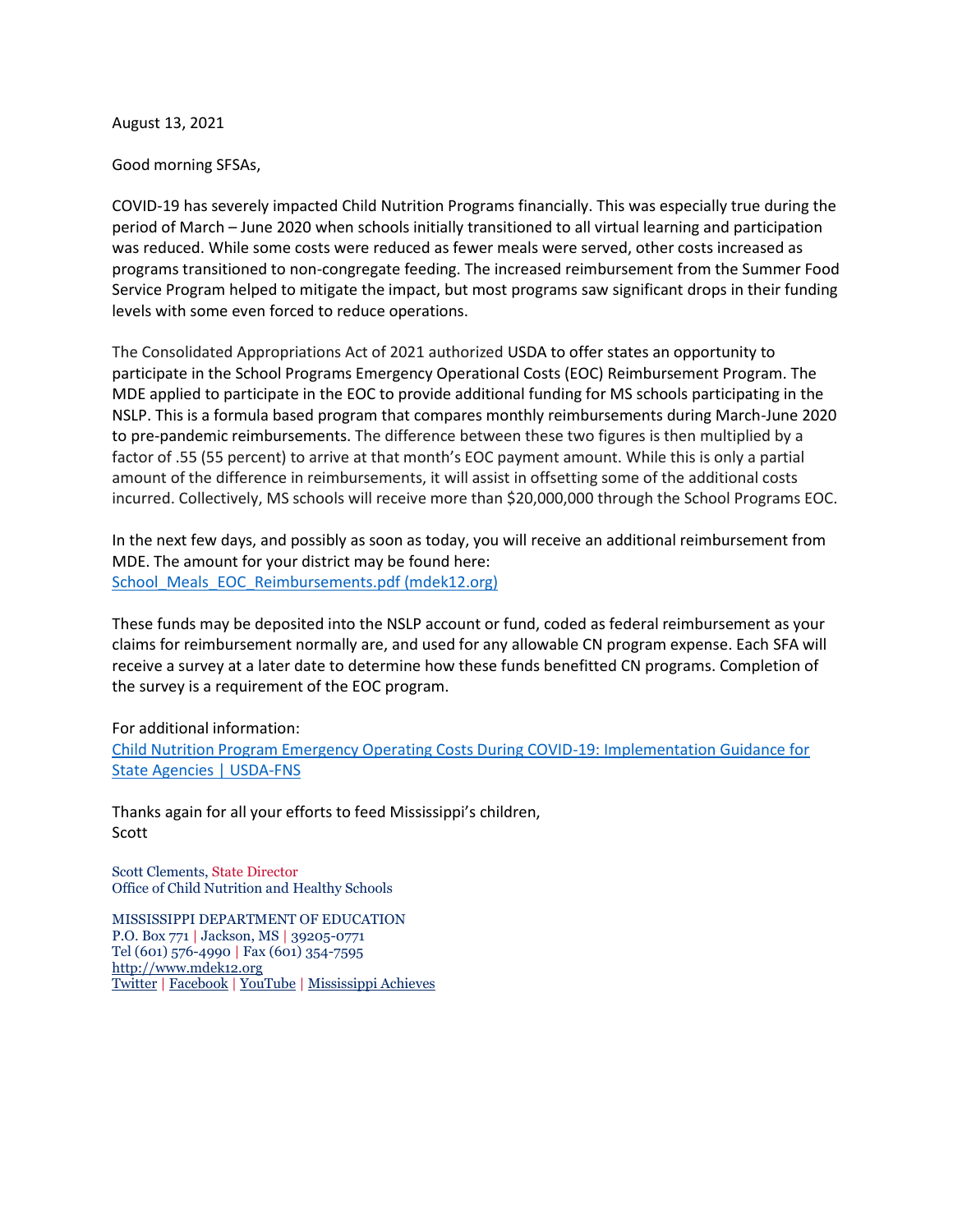August 13, 2021

Good morning SFSAs,

COVID-19 has severely impacted Child Nutrition Programs financially. This was especially true during the period of March – June 2020 when schools initially transitioned to all virtual learning and participation was reduced. While some costs were reduced as fewer meals were served, other costs increased as programs transitioned to non-congregate feeding. The increased reimbursement from the Summer Food Service Program helped to mitigate the impact, but most programs saw significant drops in their funding levels with some even forced to reduce operations.

The Consolidated Appropriations Act of 2021 authorized USDA to offer states an opportunity to participate in the School Programs Emergency Operational Costs (EOC) Reimbursement Program. The MDE applied to participate in the EOC to provide additional funding for MS schools participating in the NSLP. This is a formula based program that compares monthly reimbursements during March-June 2020 to pre-pandemic reimbursements. The difference between these two figures is then multiplied by a factor of .55 (55 percent) to arrive at that month's EOC payment amount. While this is only a partial amount of the difference in reimbursements, it will assist in offsetting some of the additional costs incurred. Collectively, MS schools will receive more than $20,000,000 through the School Programs EOC.

In the next few days, and possibly as soon as today, you will receive an additional reimbursement from MDE. The amount for your district may be found here:
[School_Meals_EOC_Reimbursements.pdf (mdek12.org)]()

These funds may be deposited into the NSLP account or fund, coded as federal reimbursement as your claims for reimbursement normally are, and used for any allowable CN program expense. Each SFA will receive a survey at a later date to determine how these funds benefitted CN programs. Completion of the survey is a requirement of the EOC program.

For additional information:
[Child Nutrition Program Emergency Operating Costs During COVID-19: Implementation Guidance for State Agencies | USDA-FNS]()

Thanks again for all your efforts to feed Mississippi's children,
Scott

Scott Clements, State Director
Office of Child Nutrition and Healthy Schools

MISSISSIPPI DEPARTMENT OF EDUCATION
P.O. Box 771 | Jackson, MS | 39205-0771
Tel (601) 576-4990 | Fax (601) 354-7595
http://www.mdek12.org
Twitter | Facebook | YouTube | Mississippi Achieves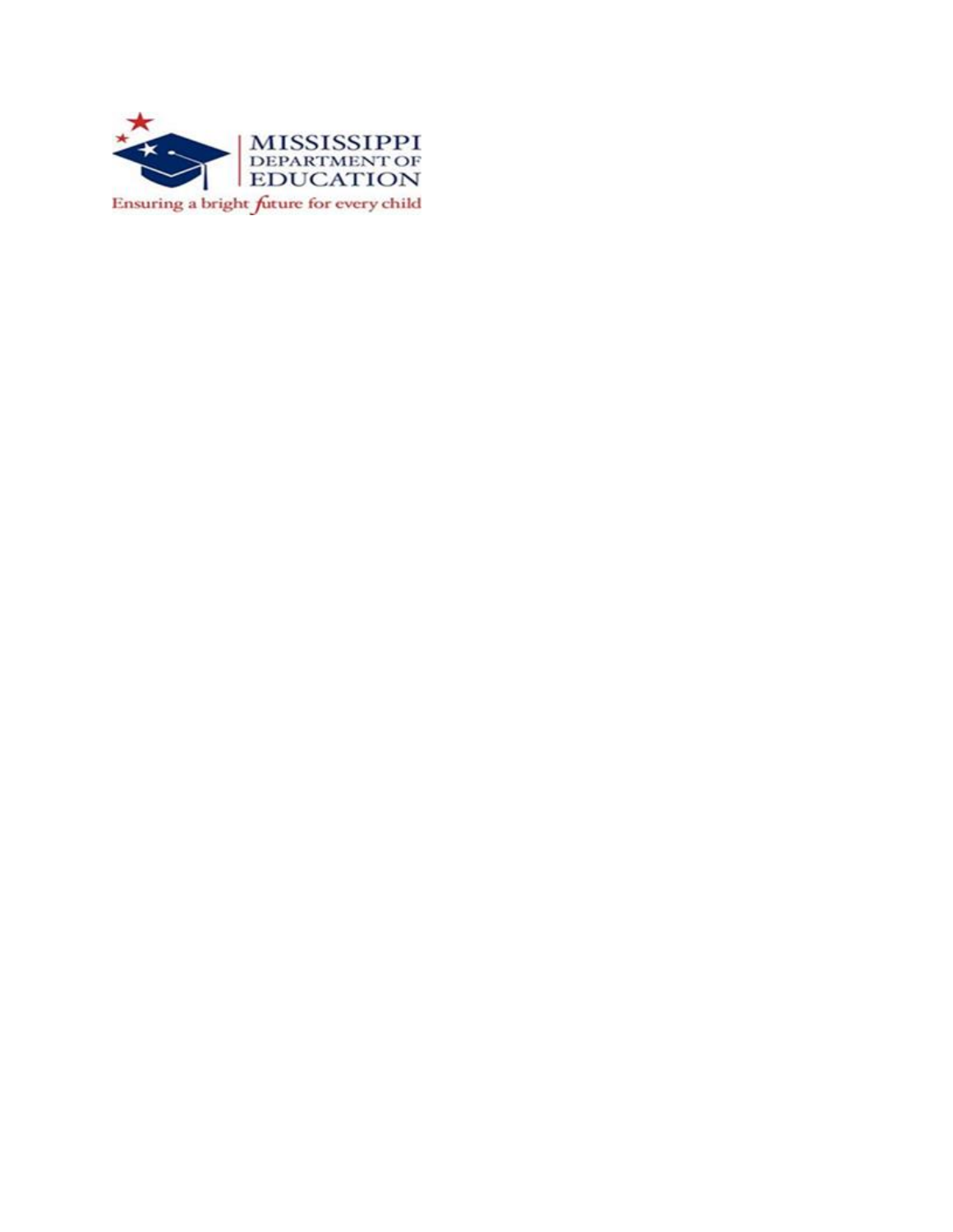MISSISSIPPI
DEPARTMENT OF
EDUCATION

Ensuring a bright future for every child